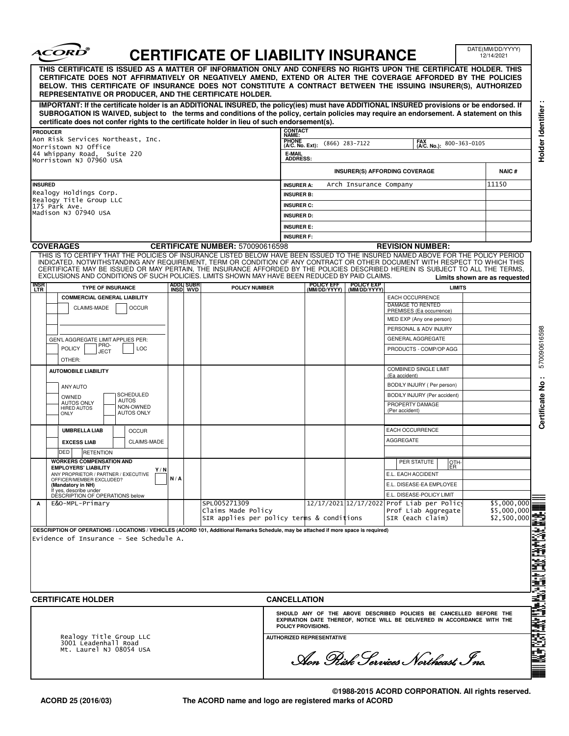# CERTIFICATE OF LIABILITY INSURANCE

DATE(MM/DD/YYYY): 12/14/2021

**THIS CERTIFICATE IS ISSUED AS A MATTER OF INFORMATION ONLY AND CONFERS NO RIGHTS UPON THE CERTIFICATE HOLDER. THIS CERTIFICATE DOES NOT AFFIRMATIVELY OR NEGATIVELY AMEND, EXTEND OR ALTER THE COVERAGE AFFORDED BY THE POLICIES BELOW. THIS CERTIFICATE OF INSURANCE DOES NOT CONSTITUTE A CONTRACT BETWEEN THE ISSUING INSURER(S), AUTHORIZED REPRESENTATIVE OR PRODUCER, AND THE CERTIFICATE HOLDER.**

**IMPORTANT: If the certificate holder is an ADDITIONAL INSURED, the policy(ies) must have ADDITIONAL INSURED provisions or be endorsed. If SUBROGATION IS WAIVED, subject to the terms and conditions of the policy, certain policies may require an endorsement. A statement on this certificate does not confer rights to the certificate holder in lieu of such endorsement(s).**

| PRODUCER | CONTACT NAME: | | | |
|---|---|---|---|---|
| Aon Risk Services Northeast, Inc.<br>Morristown NJ Office<br>44 Whippany Road, Suite 220<br>Morristown NJ 07960 USA | PHONE (A/C. No. Ext): (866) 283-7122 | FAX (A/C. No.): 800-363-0105 | | |
| | E-MAIL ADDRESS: | | | |
| | **INSURER(S) AFFORDING COVERAGE** | | | **NAIC #** |
| **INSURED** | INSURER A: | Arch Insurance Company | | 11150 |
| Realogy Holdings Corp.<br>Realogy Title Group LLC<br>175 Park Ave.<br>Madison NJ 07940 USA | INSURER B: | | | |
| | INSURER C: | | | |
| | INSURER D: | | | |
| | INSURER E: | | | |
| | INSURER F: | | | |

## COVERAGES

**CERTIFICATE NUMBER:** 570090616598 **REVISION NUMBER:**

THIS IS TO CERTIFY THAT THE POLICIES OF INSURANCE LISTED BELOW HAVE BEEN ISSUED TO THE INSURED NAMED ABOVE FOR THE POLICY PERIOD INDICATED. NOTWITHSTANDING ANY REQUIREMENT, TERM OR CONDITION OF ANY CONTRACT OR OTHER DOCUMENT WITH RESPECT TO WHICH THIS CERTIFICATE MAY BE ISSUED OR MAY PERTAIN, THE INSURANCE AFFORDED BY THE POLICIES DESCRIBED HEREIN IS SUBJECT TO ALL THE TERMS, EXCLUSIONS AND CONDITIONS OF SUCH POLICIES. LIMITS SHOWN MAY HAVE BEEN REDUCED BY PAID CLAIMS.

**Limits shown are as requested**

| INSR LTR | TYPE OF INSURANCE | ADDL INSD | SUBR WVD | POLICY NUMBER | POLICY EFF (MM/DD/YYYY) | POLICY EXP (MM/DD/YYYY) | LIMITS | |
|---|---|---|---|---|---|---|---|---|
| | COMMERCIAL GENERAL LIABILITY<br>CLAIMS-MADE / OCCUR<br>GEN'L AGGREGATE LIMIT APPLIES PER: POLICY / PRO-JECT / LOC<br>OTHER: | | | | | | EACH OCCURRENCE | |
| | | | | | | | DAMAGE TO RENTED PREMISES (Ea occurrence) | |
| | | | | | | | MED EXP (Any one person) | |
| | | | | | | | PERSONAL & ADV INJURY | |
| | | | | | | | GENERAL AGGREGATE | |
| | | | | | | | PRODUCTS - COMP/OP AGG | |
| | AUTOMOBILE LIABILITY<br>ANY AUTO<br>OWNED AUTOS ONLY / SCHEDULED AUTOS<br>HIRED AUTOS ONLY / NON-OWNED AUTOS ONLY | | | | | | COMBINED SINGLE LIMIT (Ea accident) | |
| | | | | | | | BODILY INJURY ( Per person) | |
| | | | | | | | BODILY INJURY (Per accident) | |
| | | | | | | | PROPERTY DAMAGE (Per accident) | |
| | UMBRELLA LIAB / OCCUR<br>EXCESS LIAB / CLAIMS-MADE<br>DED / RETENTION | | | | | | EACH OCCURRENCE | |
| | | | | | | | AGGREGATE | |
| | WORKERS COMPENSATION AND EMPLOYERS' LIABILITY Y/N<br>ANY PROPRIETOR / PARTNER / EXECUTIVE OFFICER/MEMBER EXCLUDED? (Mandatory in NH)<br>If yes, describe under DESCRIPTION OF OPERATIONS below | N / A | | | | | PER STATUTE / OTH-ER | |
| | | | | | | | E.L. EACH ACCIDENT | |
| | | | | | | | E.L. DISEASE-EA EMPLOYEE | |
| | | | | | | | E.L. DISEASE-POLICY LIMIT | |
| A | E&O-MPL-Primary | | | SPL005271309<br>Claims Made Policy<br>SIR applies per policy terms & conditions | 12/17/2021 | 12/17/2022 | Prof Liab per Policy | $5,000,000 |
| | | | | | | | Prof Liab Aggregate | $5,000,000 |
| | | | | | | | SIR (each claim) | $2,500,000 |

**DESCRIPTION OF OPERATIONS / LOCATIONS / VEHICLES (ACORD 101, Additional Remarks Schedule, may be attached if more space is required)**

Evidence of Insurance - See Schedule A.

| CERTIFICATE HOLDER | CANCELLATION |
|---|---|
| Realogy Title Group LLC<br>3001 Leadenhall Road<br>Mt. Laurel NJ 08054 USA | SHOULD ANY OF THE ABOVE DESCRIBED POLICIES BE CANCELLED BEFORE THE EXPIRATION DATE THEREOF, NOTICE WILL BE DELIVERED IN ACCORDANCE WITH THE POLICY PROVISIONS.<br><br>AUTHORIZED REPRESENTATIVE<br>*Aon Risk Services Northeast, Inc.* |

Holder Identifier :

Certificate No : 570090616598

ACORD 25 (2016/03)

©1988-2015 ACORD CORPORATION. All rights reserved.

The ACORD name and logo are registered marks of ACORD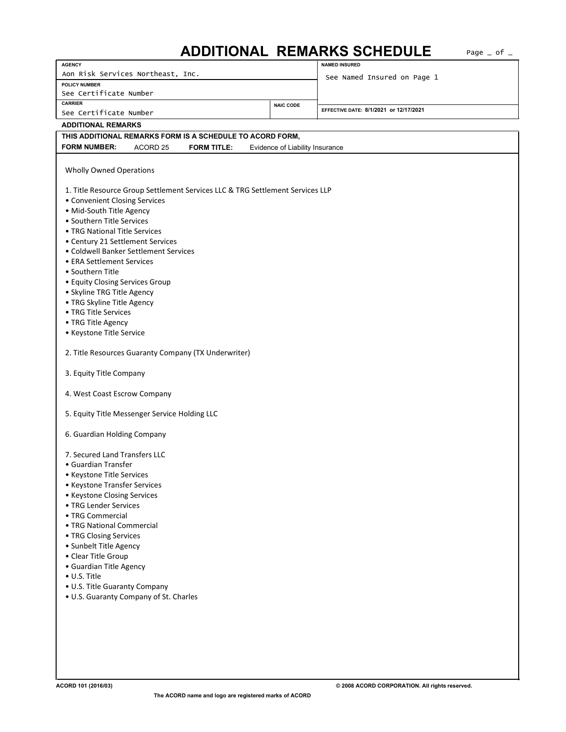# ADDITIONAL REMARKS SCHEDULE

| AGENCY | NAMED INSURED |
|---|---|
| Aon Risk Services Northeast, Inc. | See Named Insured on Page 1 |
| **POLICY NUMBER** | |
| See Certificate Number | |
| **CARRIER** / **NAIC CODE** | **EFFECTIVE DATE:** 8/1/2021 or 12/17/2021 |
| See Certificate Number | |

**ADDITIONAL REMARKS**

**THIS ADDITIONAL REMARKS FORM IS A SCHEDULE TO ACORD FORM,**

**FORM NUMBER:** ACORD 25 **FORM TITLE:** Evidence of Liability Insurance

Wholly Owned Operations

1. Title Resource Group Settlement Services LLC & TRG Settlement Services LLP
   - Convenient Closing Services
   - Mid-South Title Agency
   - Southern Title Services
   - TRG National Title Services
   - Century 21 Settlement Services
   - Coldwell Banker Settlement Services
   - ERA Settlement Services
   - Southern Title
   - Equity Closing Services Group
   - Skyline TRG Title Agency
   - TRG Skyline Title Agency
   - TRG Title Services
   - TRG Title Agency
   - Keystone Title Service

2. Title Resources Guaranty Company (TX Underwriter)

3. Equity Title Company

4. West Coast Escrow Company

5. Equity Title Messenger Service Holding LLC

6. Guardian Holding Company

7. Secured Land Transfers LLC
   - Guardian Transfer
   - Keystone Title Services
   - Keystone Transfer Services
   - Keystone Closing Services
   - TRG Lender Services
   - TRG Commercial
   - TRG National Commercial
   - TRG Closing Services
   - Sunbelt Title Agency
   - Clear Title Group
   - Guardian Title Agency
   - U.S. Title
   - U.S. Title Guaranty Company
   - U.S. Guaranty Company of St. Charles

ACORD 101 (2016/03) © 2008 ACORD CORPORATION. All rights reserved.

The ACORD name and logo are registered marks of ACORD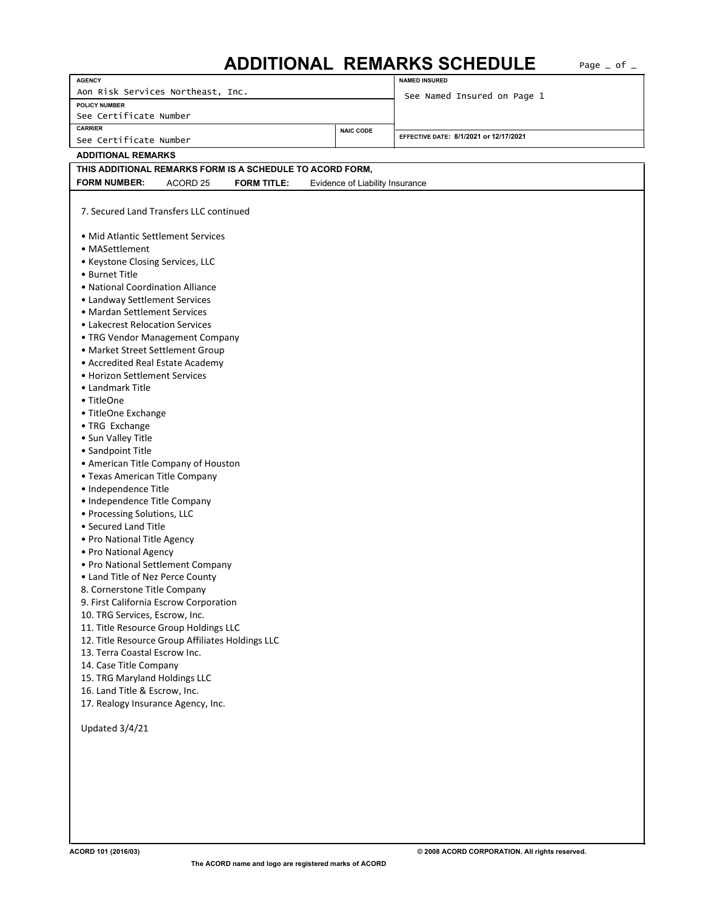# ADDITIONAL REMARKS SCHEDULE

Page _ of _

| AGENCY | | NAMED INSURED |
|---|---|---|
| Aon Risk Services Northeast, Inc. | | See Named Insured on Page 1 |
| **POLICY NUMBER** | | |
| See Certificate Number | | |
| **CARRIER** | **NAIC CODE** | **EFFECTIVE DATE: 8/1/2021 or 12/17/2021** |
| See Certificate Number | | |

**ADDITIONAL REMARKS**

**THIS ADDITIONAL REMARKS FORM IS A SCHEDULE TO ACORD FORM,**
**FORM NUMBER:** ACORD 25 **FORM TITLE:** Evidence of Liability Insurance

7. Secured Land Transfers LLC continued

- Mid Atlantic Settlement Services
- MASettlement
- Keystone Closing Services, LLC
- Burnet Title
- National Coordination Alliance
- Landway Settlement Services
- Mardan Settlement Services
- Lakecrest Relocation Services
- TRG Vendor Management Company
- Market Street Settlement Group
- Accredited Real Estate Academy
- Horizon Settlement Services
- Landmark Title
- TitleOne
- TitleOne Exchange
- TRG Exchange
- Sun Valley Title
- Sandpoint Title
- American Title Company of Houston
- Texas American Title Company
- Independence Title
- Independence Title Company
- Processing Solutions, LLC
- Secured Land Title
- Pro National Title Agency
- Pro National Agency
- Pro National Settlement Company
- Land Title of Nez Perce County

8. Cornerstone Title Company
9. First California Escrow Corporation
10. TRG Services, Escrow, Inc.
11. Title Resource Group Holdings LLC
12. Title Resource Group Affiliates Holdings LLC
13. Terra Coastal Escrow Inc.
14. Case Title Company
15. TRG Maryland Holdings LLC
16. Land Title & Escrow, Inc.
17. Realogy Insurance Agency, Inc.

Updated 3/4/21

ACORD 101 (2016/03) © 2008 ACORD CORPORATION. All rights reserved.

The ACORD name and logo are registered marks of ACORD